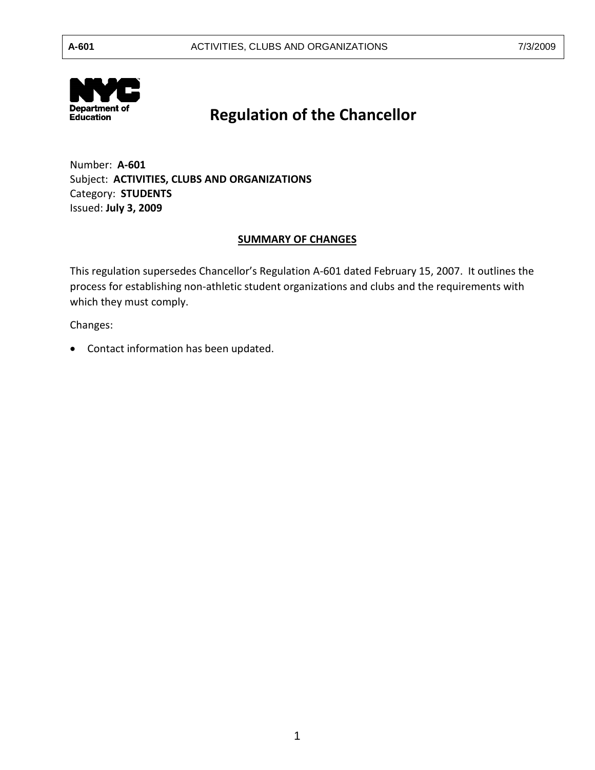# Regulation of the Chancellor

Number: **A-601**
Subject: **ACTIVITIES, CLUBS AND ORGANIZATIONS**
Category: **STUDENTS**
Issued: **July 3, 2009**

## SUMMARY OF CHANGES

This regulation supersedes Chancellor's Regulation A-601 dated February 15, 2007. It outlines the process for establishing non-athletic student organizations and clubs and the requirements with which they must comply.

Changes:

- Contact information has been updated.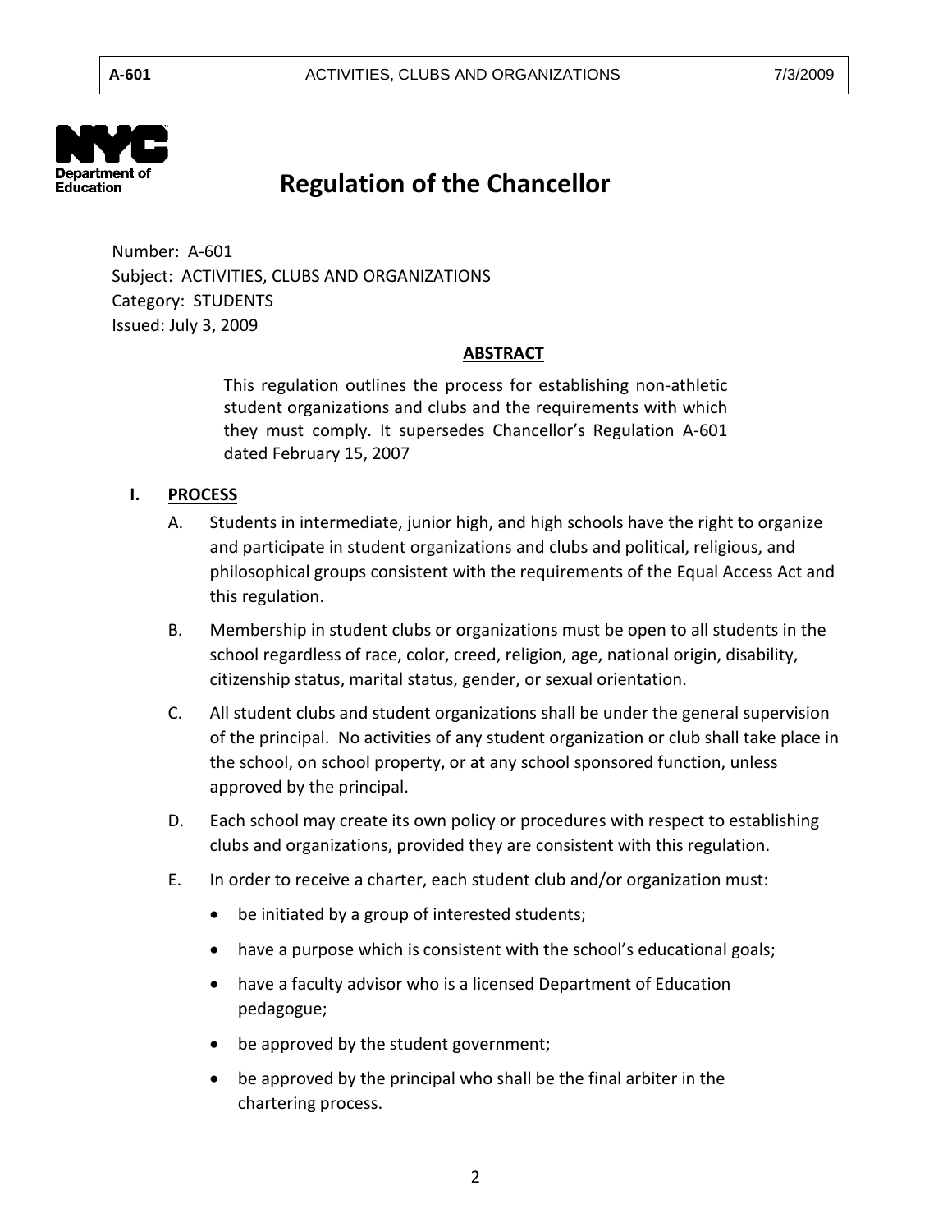# Regulation of the Chancellor

Number: A-601
Subject: ACTIVITIES, CLUBS AND ORGANIZATIONS
Category: STUDENTS
Issued: July 3, 2009

**ABSTRACT**

This regulation outlines the process for establishing non-athletic student organizations and clubs and the requirements with which they must comply. It supersedes Chancellor's Regulation A-601 dated February 15, 2007

## I. PROCESS

A. Students in intermediate, junior high, and high schools have the right to organize and participate in student organizations and clubs and political, religious, and philosophical groups consistent with the requirements of the Equal Access Act and this regulation.

B. Membership in student clubs or organizations must be open to all students in the school regardless of race, color, creed, religion, age, national origin, disability, citizenship status, marital status, gender, or sexual orientation.

C. All student clubs and student organizations shall be under the general supervision of the principal. No activities of any student organization or club shall take place in the school, on school property, or at any school sponsored function, unless approved by the principal.

D. Each school may create its own policy or procedures with respect to establishing clubs and organizations, provided they are consistent with this regulation.

E. In order to receive a charter, each student club and/or organization must:

- be initiated by a group of interested students;
- have a purpose which is consistent with the school's educational goals;
- have a faculty advisor who is a licensed Department of Education pedagogue;
- be approved by the student government;
- be approved by the principal who shall be the final arbiter in the chartering process.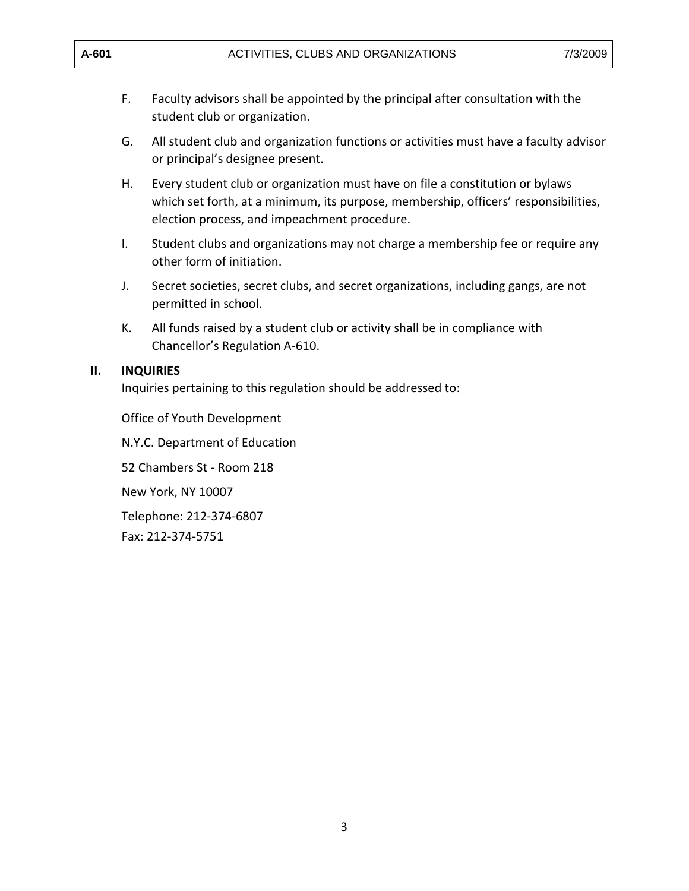F. Faculty advisors shall be appointed by the principal after consultation with the student club or organization.

G. All student club and organization functions or activities must have a faculty advisor or principal's designee present.

H. Every student club or organization must have on file a constitution or bylaws which set forth, at a minimum, its purpose, membership, officers' responsibilities, election process, and impeachment procedure.

I. Student clubs and organizations may not charge a membership fee or require any other form of initiation.

J. Secret societies, secret clubs, and secret organizations, including gangs, are not permitted in school.

K. All funds raised by a student club or activity shall be in compliance with Chancellor's Regulation A-610.

## II. INQUIRIES

Inquiries pertaining to this regulation should be addressed to:

Office of Youth Development

N.Y.C. Department of Education

52 Chambers St - Room 218

New York, NY 10007

Telephone: 212-374-6807

Fax: 212-374-5751